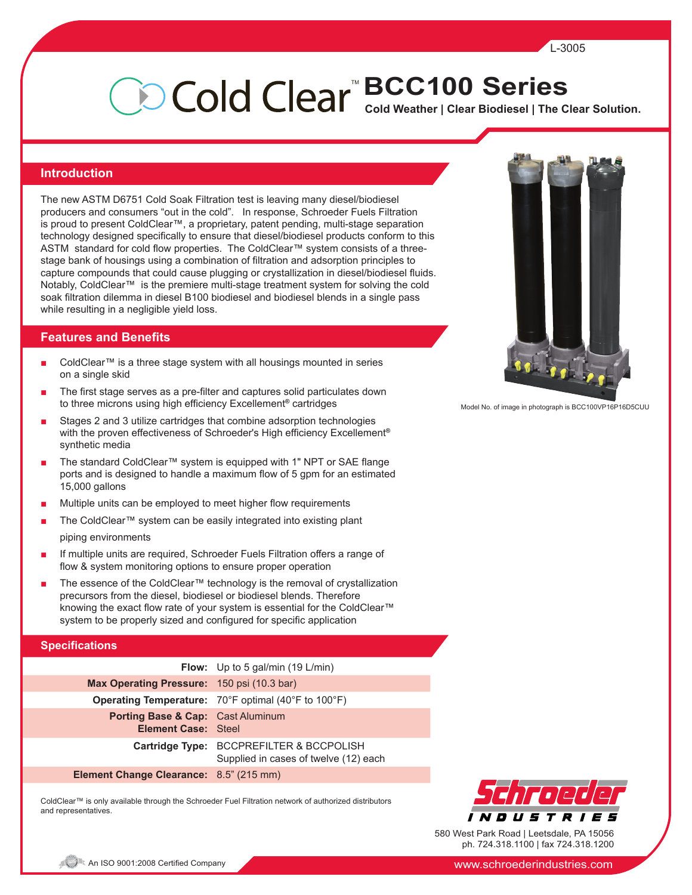L-3005

# Cold Clear™ BCC100 Series

**Cold Weather | Clear Biodiesel | The Clear Solution.**

## Introduction

The new ASTM D6751 Cold Soak Filtration test is leaving many diesel/biodiesel producers and consumers "out in the cold". In response, Schroeder Fuels Filtration is proud to present ColdClear™, a proprietary, patent pending, multi-stage separation technology designed specifically to ensure that diesel/biodiesel products conform to this ASTM standard for cold flow properties. The ColdClear™ system consists of a three-stage bank of housings using a combination of filtration and adsorption principles to capture compounds that could cause plugging or crystallization in diesel/biodiesel fluids. Notably, ColdClear™ is the premiere multi-stage treatment system for solving the cold soak filtration dilemma in diesel B100 biodiesel and biodiesel blends in a single pass while resulting in a negligible yield loss.

## Features and Benefits

- ColdClear™ is a three stage system with all housings mounted in series on a single skid
- The first stage serves as a pre-filter and captures solid particulates down to three microns using high efficiency Excellement® cartridges
- Stages 2 and 3 utilize cartridges that combine adsorption technologies with the proven effectiveness of Schroeder's High efficiency Excellement® synthetic media
- The standard ColdClear™ system is equipped with 1" NPT or SAE flange ports and is designed to handle a maximum flow of 5 gpm for an estimated 15,000 gallons
- Multiple units can be employed to meet higher flow requirements
- The ColdClear™ system can be easily integrated into existing plant piping environments
- If multiple units are required, Schroeder Fuels Filtration offers a range of flow & system monitoring options to ensure proper operation
- The essence of the ColdClear™ technology is the removal of crystallization precursors from the diesel, biodiesel or biodiesel blends. Therefore knowing the exact flow rate of your system is essential for the ColdClear™ system to be properly sized and configured for specific application

Model No. of image in photograph is BCC100VP16P16D5CUU

## Specifications

| | |
|---|---|
| **Flow:** | Up to 5 gal/min (19 L/min) |
| **Max Operating Pressure:** | 150 psi (10.3 bar) |
| **Operating Temperature:** | 70°F optimal (40°F to 100°F) |
| **Porting Base & Cap:** | Cast Aluminum |
| **Element Case:** | Steel |
| **Cartridge Type:** | BCCPREFILTER & BCCPOLISH<br>Supplied in cases of twelve (12) each |
| **Element Change Clearance:** | 8.5" (215 mm) |

ColdClear™ is only available through the Schroeder Fuel Filtration network of authorized distributors and representatives.

**Schroeder Industries**

580 West Park Road | Leetsdale, PA 15056
ph. 724.318.1100 | fax 724.318.1200

An ISO 9001:2008 Certified Company

www.schroederindustries.com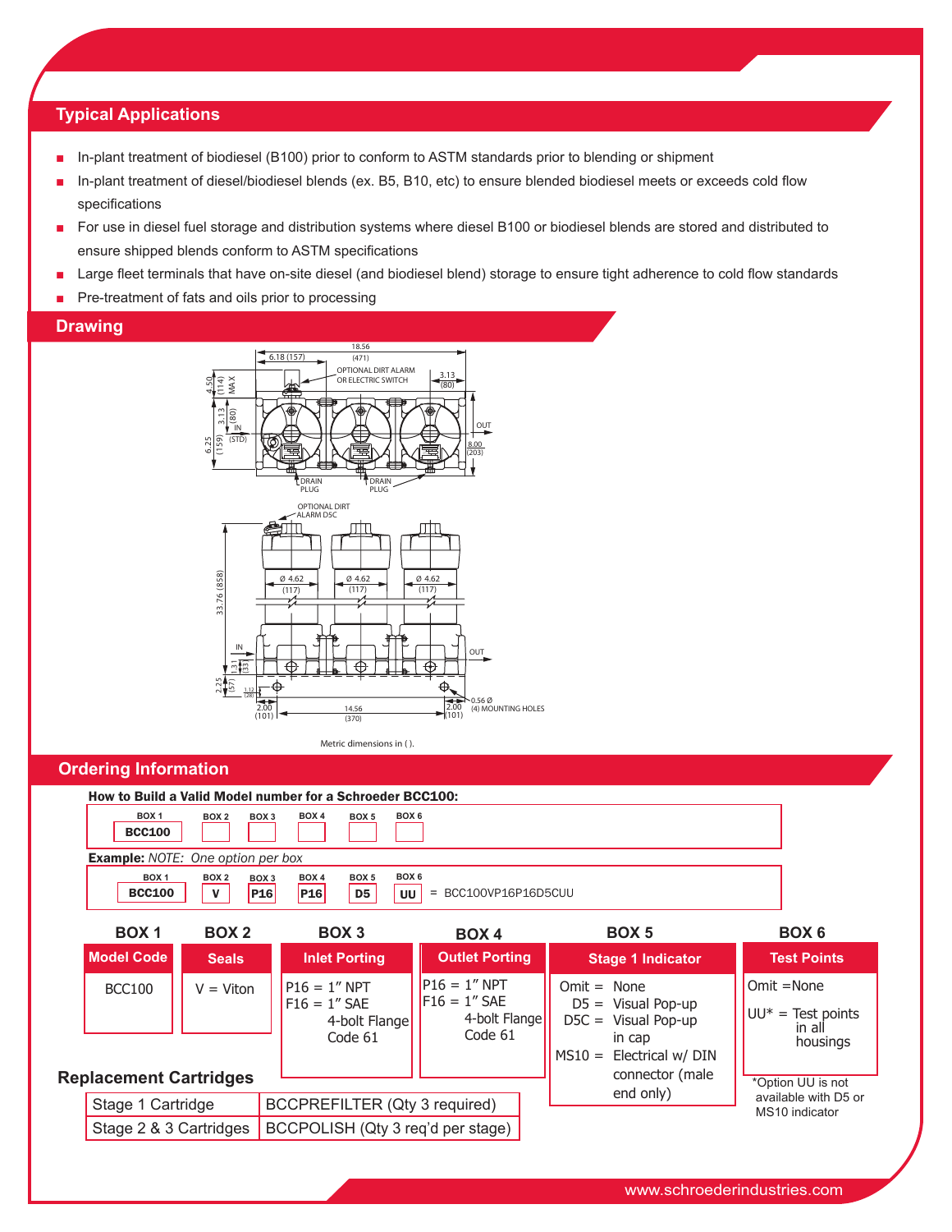## Typical Applications

- In-plant treatment of biodiesel (B100) prior to conform to ASTM standards prior to blending or shipment
- In-plant treatment of diesel/biodiesel blends (ex. B5, B10, etc) to ensure blended biodiesel meets or exceeds cold flow specifications
- For use in diesel fuel storage and distribution systems where diesel B100 or biodiesel blends are stored and distributed to ensure shipped blends conform to ASTM specifications
- Large fleet terminals that have on-site diesel (and biodiesel blend) storage to ensure tight adherence to cold flow standards
- Pre-treatment of fats and oils prior to processing

## Drawing

18.56 (471)
6.18 (157)
OPTIONAL DIRT ALARM OR ELECTRIC SWITCH
3.13 (80)
4.50 (114) MAX
3.13 (80)
IN (STD)
6.25 (159)
OUT
8.00 (203)
DRAIN PLUG
DRAIN PLUG

OPTIONAL DIRT ALARM D5C
33.76 (858)
Ø 4.62 (117)
Ø 4.62 (117)
Ø 4.62 (117)
IN
OUT
1.31 (33)
2.25 (57)
1.12 (28)
2.00 (101)
14.56 (370)
2.00 (101)
0.56 Ø (4) MOUNTING HOLES

Metric dimensions in ( ).

## Ordering Information

**How to Build a Valid Model number for a Schroeder BCC100:**

| BOX 1 | BOX 2 | BOX 3 | BOX 4 | BOX 5 | BOX 6 |
|---|---|---|---|---|---|
| BCC100 | | | | | |

**Example:** *NOTE: One option per box*

| BOX 1 | BOX 2 | BOX 3 | BOX 4 | BOX 5 | BOX 6 | |
|---|---|---|---|---|---|---|
| BCC100 | V | P16 | P16 | D5 | UU | = BCC100VP16P16D5CUU |

| BOX 1 Model Code | BOX 2 Seals | BOX 3 Inlet Porting | BOX 4 Outlet Porting | BOX 5 Stage 1 Indicator | BOX 6 Test Points |
|---|---|---|---|---|---|
| BCC100 | V = Viton | P16 = 1″ NPT<br>F16 = 1″ SAE 4-bolt Flange Code 61 | P16 = 1″ NPT<br>F16 = 1″ SAE 4-bolt Flange Code 61 | Omit = None<br>D5 = Visual Pop-up<br>D5C = Visual Pop-up in cap<br>MS10 = Electrical w/ DIN connector (male end only) | Omit = None<br>UU* = Test points in all housings |

*Option UU is not available with D5 or MS10 indicator

### Replacement Cartridges

| | |
|---|---|
| Stage 1 Cartridge | BCCPREFILTER (Qty 3 required) |
| Stage 2 & 3 Cartridges | BCCPOLISH (Qty 3 req'd per stage) |

www.schroederindustries.com